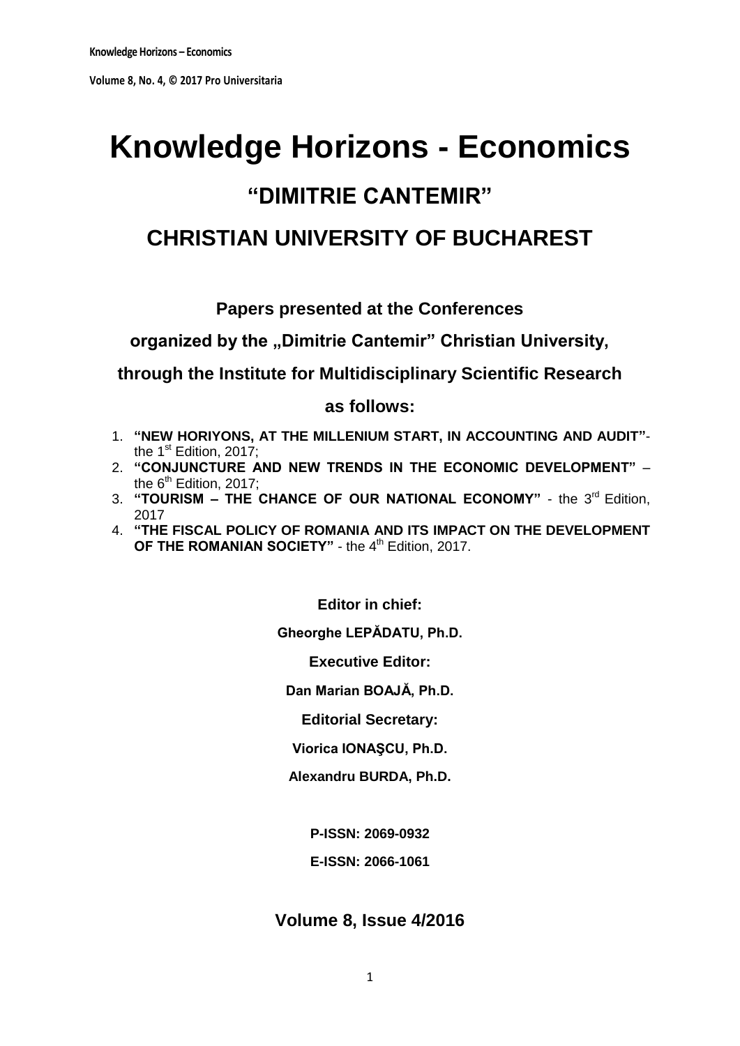# Knowledge Horizons - Economics

## "DIMITRIE CANTEMIR"

## CHRISTIAN UNIVERSITY OF BUCHAREST

**Papers presented at the Conferences**

**organized by the „Dimitrie Cantemir" Christian University,**

**through the Institute for Multidisciplinary Scientific Research**

**as follows:**

1. **"NEW HORIYONS, AT THE MILLENIUM START, IN ACCOUNTING AND AUDIT"**- the 1st Edition, 2017;
2. **"CONJUNCTURE AND NEW TRENDS IN THE ECONOMIC DEVELOPMENT"** – the 6th Edition, 2017;
3. **"TOURISM – THE CHANCE OF OUR NATIONAL ECONOMY"** - the 3rd Edition, 2017
4. **"THE FISCAL POLICY OF ROMANIA AND ITS IMPACT ON THE DEVELOPMENT OF THE ROMANIAN SOCIETY"** - the 4th Edition, 2017.

**Editor in chief:**

**Gheorghe LEPĂDATU, Ph.D.**

**Executive Editor:**

**Dan Marian BOAJĂ, Ph.D.**

**Editorial Secretary:**

**Viorica IONAŞCU, Ph.D.**

**Alexandru BURDA, Ph.D.**

**P-ISSN: 2069-0932**

**E-ISSN: 2066-1061**

**Volume 8, Issue 4/2016**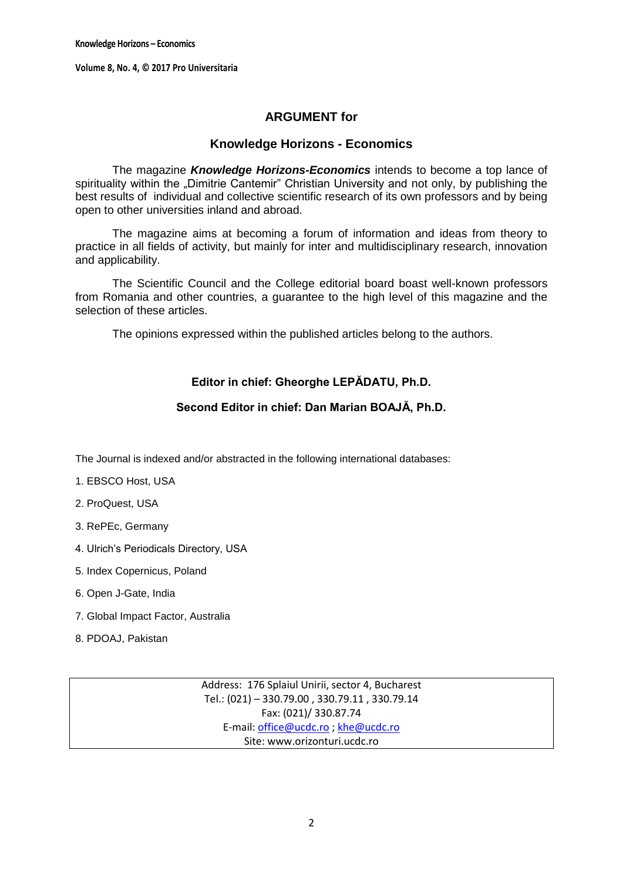## ARGUMENT for

## Knowledge Horizons - Economics

The magazine ***Knowledge Horizons-Economics*** intends to become a top lance of spirituality within the „Dimitrie Cantemir" Christian University and not only, by publishing the best results of individual and collective scientific research of its own professors and by being open to other universities inland and abroad.

The magazine aims at becoming a forum of information and ideas from theory to practice in all fields of activity, but mainly for inter and multidisciplinary research, innovation and applicability.

The Scientific Council and the College editorial board boast well-known professors from Romania and other countries, a guarantee to the high level of this magazine and the selection of these articles.

The opinions expressed within the published articles belong to the authors.

**Editor in chief: Gheorghe LEPĂDATU, Ph.D.**

**Second Editor in chief: Dan Marian BOAJĂ, Ph.D.**

The Journal is indexed and/or abstracted in the following international databases:

1. EBSCO Host, USA
2. ProQuest, USA
3. RePEc, Germany
4. Ulrich's Periodicals Directory, USA
5. Index Copernicus, Poland
6. Open J-Gate, India
7. Global Impact Factor, Australia
8. PDOAJ, Pakistan

Address: 176 Splaiul Unirii, sector 4, Bucharest
Tel.: (021) – 330.79.00 , 330.79.11 , 330.79.14
Fax: (021)/ 330.87.74
E-mail: office@ucdc.ro ; khe@ucdc.ro
Site: www.orizonturi.ucdc.ro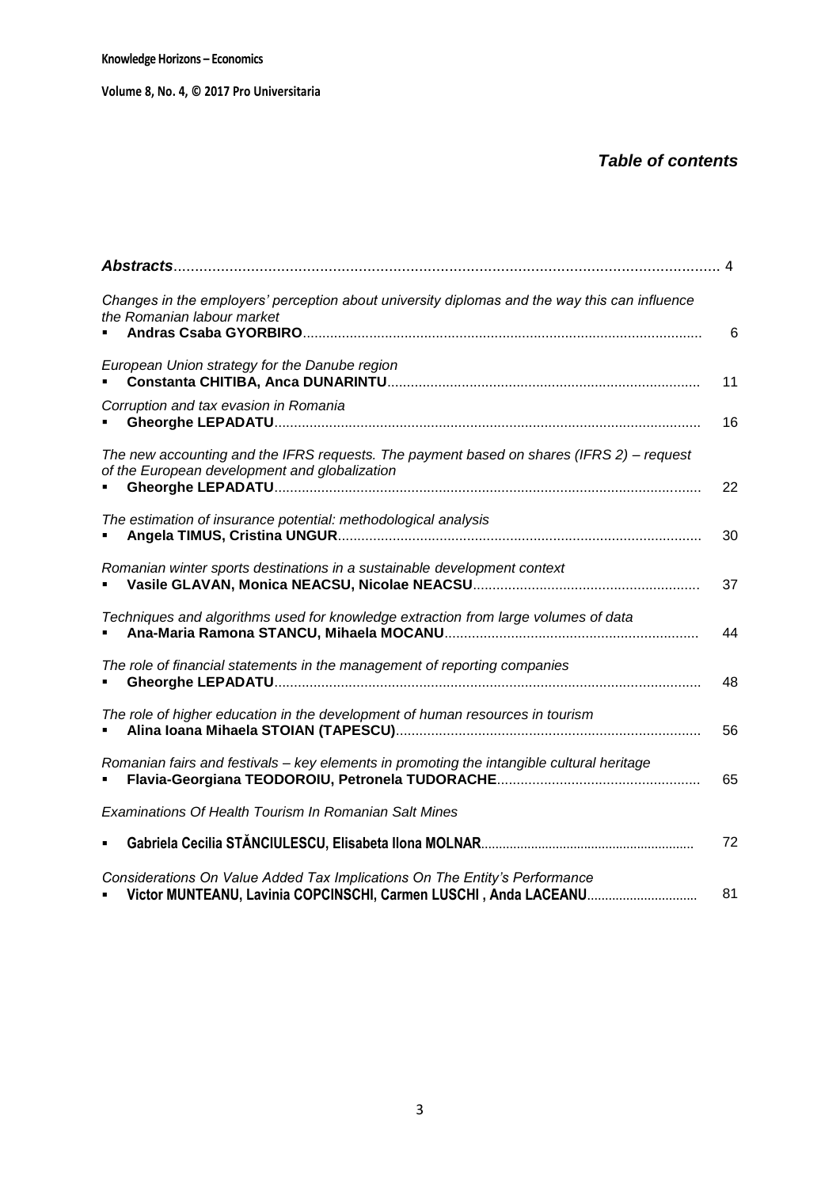## *Table of contents*

***Abstracts*** ........ 4

*Changes in the employers' perception about university diplomas and the way this can influence the Romanian labour market*
- **Andras Csaba GYORBIRO** ........ 6

*European Union strategy for the Danube region*
- **Constanta CHITIBA, Anca DUNARINTU** ........ 11

*Corruption and tax evasion in Romania*
- **Gheorghe LEPADATU** ........ 16

*The new accounting and the IFRS requests. The payment based on shares (IFRS 2) – request of the European development and globalization*
- **Gheorghe LEPADATU** ........ 22

*The estimation of insurance potential: methodological analysis*
- **Angela TIMUS, Cristina UNGUR** ........ 30

*Romanian winter sports destinations in a sustainable development context*
- **Vasile GLAVAN, Monica NEACSU, Nicolae NEACSU** ........ 37

*Techniques and algorithms used for knowledge extraction from large volumes of data*
- **Ana-Maria Ramona STANCU, Mihaela MOCANU** ........ 44

*The role of financial statements in the management of reporting companies*
- **Gheorghe LEPADATU** ........ 48

*The role of higher education in the development of human resources in tourism*
- **Alina Ioana Mihaela STOIAN (TAPESCU)** ........ 56

*Romanian fairs and festivals – key elements in promoting the intangible cultural heritage*
- **Flavia-Georgiana TEODOROIU, Petronela TUDORACHE** ........ 65

*Examinations Of Health Tourism In Romanian Salt Mines*
- **Gabriela Cecilia STĂNCIULESCU, Elisabeta Ilona MOLNAR** ........ 72

*Considerations On Value Added Tax Implications On The Entity's Performance*
- **Victor MUNTEANU, Lavinia COPCINSCHI, Carmen LUSCHI , Anda LACEANU** ........ 81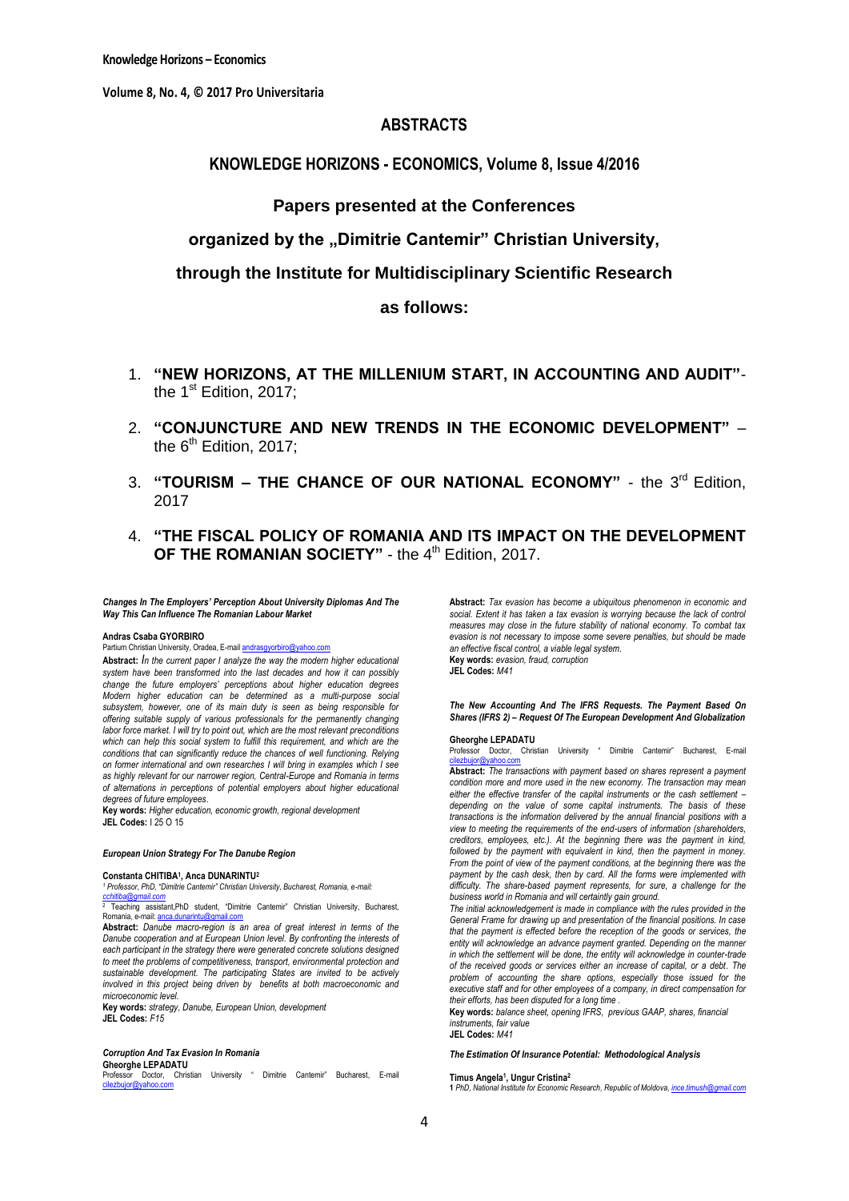# ABSTRACTS

## KNOWLEDGE HORIZONS - ECONOMICS, Volume 8, Issue 4/2016

### Papers presented at the Conferences

### organized by the „Dimitrie Cantemir" Christian University,

### through the Institute for Multidisciplinary Scientific Research

### as follows:

1. **"NEW HORIZONS, AT THE MILLENIUM START, IN ACCOUNTING AND AUDIT"**- the 1st Edition, 2017;
2. **"CONJUNCTURE AND NEW TRENDS IN THE ECONOMIC DEVELOPMENT"** – the 6th Edition, 2017;
3. **"TOURISM – THE CHANCE OF OUR NATIONAL ECONOMY"** - the 3rd Edition, 2017
4. **"THE FISCAL POLICY OF ROMANIA AND ITS IMPACT ON THE DEVELOPMENT OF THE ROMANIAN SOCIETY"** - the 4th Edition, 2017.

***Changes In The Employers' Perception About University Diplomas And The Way This Can Influence The Romanian Labour Market***

**Andras Csaba GYORBIRO**
Partium Christian University, Oradea, E-mail andrasgyorbiro@yahoo.com

**Abstract:** *In the current paper I analyze the way the modern higher educational system have been transformed into the last decades and how it can possibly change the future employers' perceptions about higher education degrees Modern higher education can be determined as a multi-purpose social subsystem, however, one of its main duty is seen as being responsible for offering suitable supply of various professionals for the permanently changing labor force market. I will try to point out, which are the most relevant preconditions which can help this social system to fulfill this requirement, and which are the conditions that can significantly reduce the chances of well functioning. Relying on former international and own researches I will bring in examples which I see as highly relevant for our narrower region, Central-Europe and Romania in terms of alternations in perceptions of potential employers about higher educational degrees of future employees.*

**Key words:** *Higher education, economic growth, regional development*
**JEL Codes:** I 25 O 15

***European Union Strategy For The Danube Region***

**Constanta CHITIBA[1], Anca DUNARINTU[2]**
[1] *Professor, PhD, "Dimitrie Cantemir" Christian University, Bucharest, Romania, e-mail: cchitiba@gmail.com*
[2] Teaching assistant,PhD student, "Dimitrie Cantemir" Christian University, Bucharest, Romania, e-mail: anca.dunarintu@gmail.com

**Abstract:** *Danube macro-region is an area of great interest in terms of the Danube cooperation and at European Union level. By confronting the interests of each participant in the strategy there were generated concrete solutions designed to meet the problems of competitiveness, transport, environmental protection and sustainable development. The participating States are invited to be actively involved in this project being driven by benefits at both macroeconomic and microeconomic level.*

**Key words:** *strategy, Danube, European Union, development*
**JEL Codes:** *F15*

***Corruption And Tax Evasion In Romania***

**Gheorghe LEPADATU**
Professor Doctor, Christian University " Dimitrie Cantemir" Bucharest, E-mail cilezbujor@yahoo.com

**Abstract:** *Tax evasion has become a ubiquitous phenomenon in economic and social. Extent it has taken a tax evasion is worrying because the lack of control measures may close in the future stability of national economy. To combat tax evasion is not necessary to impose some severe penalties, but should be made an effective fiscal control, a viable legal system.*

**Key words:** *evasion, fraud, corruption*
**JEL Codes:** *M41*

***The New Accounting And The IFRS Requests. The Payment Based On Shares (IFRS 2) – Request Of The European Development And Globalization***

**Gheorghe LEPADATU**
Professor Doctor, Christian University " Dimitrie Cantemir" Bucharest, E-mail cilezbujor@yahoo.com

**Abstract:** *The transactions with payment based on shares represent a payment condition more and more used in the new economy. The transaction may mean either the effective transfer of the capital instruments or the cash settlement – depending on the value of some capital instruments. The basis of these transactions is the information delivered by the annual financial positions with a view to meeting the requirements of the end-users of information (shareholders, creditors, employees, etc.). At the beginning there was the payment in kind, followed by the payment with equivalent in kind, then the payment in money. From the point of view of the payment conditions, at the beginning there was the payment by the cash desk, then by card. All the forms were implemented with difficulty. The share-based payment represents, for sure, a challenge for the business world in Romania and will certainly gain ground.*

*The initial acknowledgement is made in compliance with the rules provided in the General Frame for drawing up and presentation of the financial positions. In case that the payment is effected before the reception of the goods or services, the entity will acknowledge an advance payment granted. Depending on the manner in which the settlement will be done, the entity will acknowledge in counter-trade of the received goods or services either an increase of capital, or a debt. The problem of accounting the share options, especially those issued for the executive staff and for other employees of a company, in direct compensation for their efforts, has been disputed for a long time .*

**Key words:** *balance sheet, opening IFRS, previous GAAP, shares, financial instruments, fair value*
**JEL Codes:** *M41*

***The Estimation Of Insurance Potential: Methodological Analysis***

**Timus Angela[1], Ungur Cristina[2]**
**1** *PhD, National Institute for Economic Research, Republic of Moldova, ince.timush@gmail.com*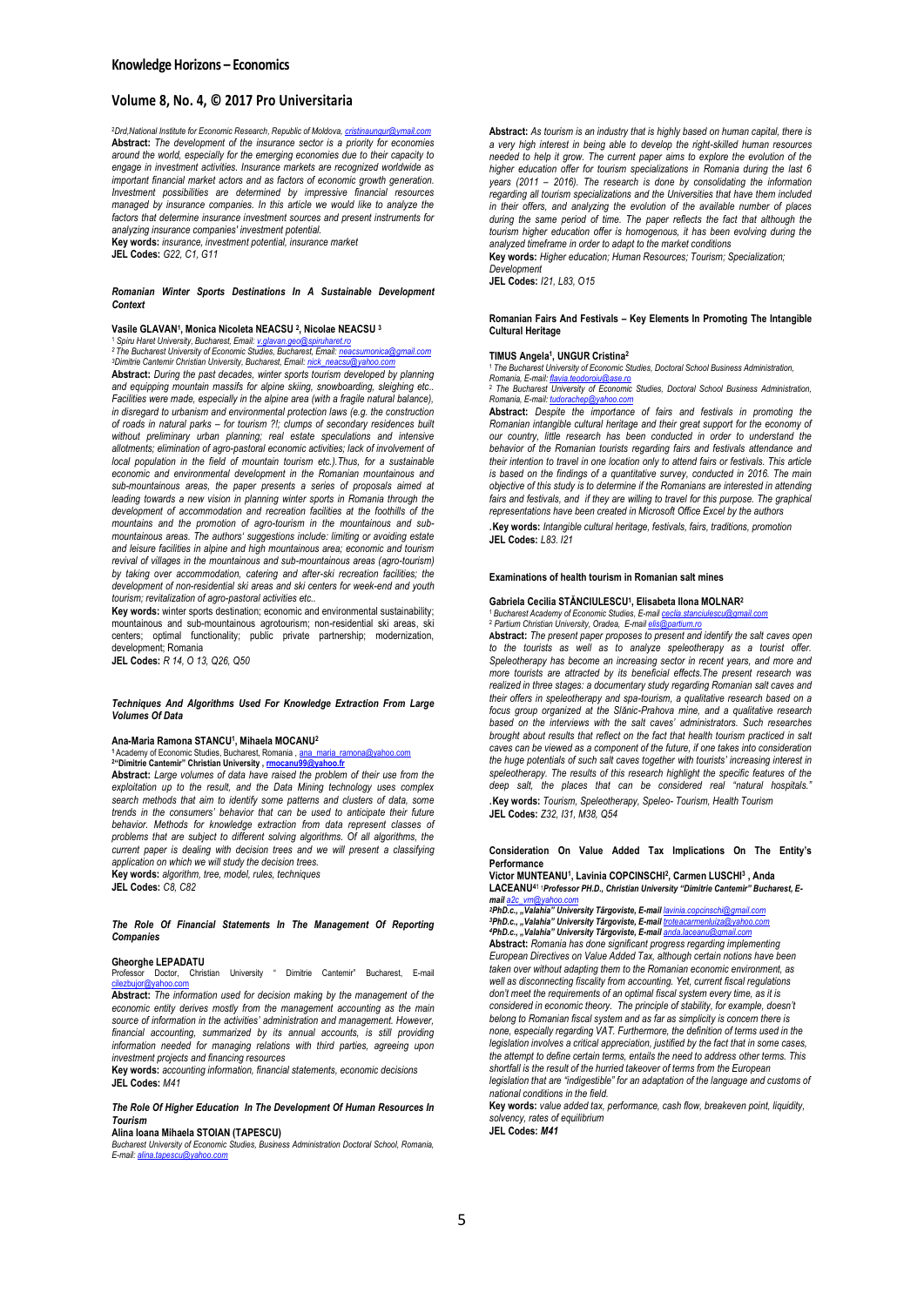²Drd,National Institute for Economic Research, Republic of Moldova, cristinaungur@ymail.com

**Abstract:** *The development of the insurance sector is a priority for economies around the world, especially for the emerging economies due to their capacity to engage in investment activities. Insurance markets are recognized worldwide as important financial market actors and as factors of economic growth generation. Investment possibilities are determined by impressive financial resources managed by insurance companies. In this article we would like to analyze the factors that determine insurance investment sources and present instruments for analyzing insurance companies' investment potential.*

**Key words:** *insurance, investment potential, insurance market*

**JEL Codes:** *G22, C1, G11*

### *Romanian Winter Sports Destinations In A Sustainable Development Context*

**Vasile GLAVAN[1], Monica Nicoleta NEACSU [2], Nicolae NEACSU [3]**

[1] *Spiru Haret University, Bucharest, Email: v.glavan.geo@spiruharet.ro*
[2] *The Bucharest University of Economic Studies, Bucharest, Email: neacsumonica@gmail.com*
[3] *Dimitrie Cantemir Christian University, Bucharest, Email: nick_neacsu@yahoo.com*

**Abstract:** *During the past decades, winter sports tourism developed by planning and equipping mountain massifs for alpine skiing, snowboarding, sleighing etc.. Facilities were made, especially in the alpine area (with a fragile natural balance), in disregard to urbanism and environmental protection laws (e.g. the construction of roads in natural parks – for tourism ?!; clumps of secondary residences built without preliminary urban planning; real estate speculations and intensive allotments; elimination of agro-pastoral economic activities; lack of involvement of local population in the field of mountain tourism etc.).Thus, for a sustainable economic and environmental development in the Romanian mountainous and sub-mountainous areas, the paper presents a series of proposals aimed at leading towards a new vision in planning winter sports in Romania through the development of accommodation and recreation facilities at the foothills of the mountains and the promotion of agro-tourism in the mountainous and sub-mountainous areas. The authors' suggestions include: limiting or avoiding estate and leisure facilities in alpine and high mountainous area; economic and tourism revival of villages in the mountainous and sub-mountainous areas (agro-tourism) by taking over accommodation, catering and after-ski recreation facilities; the development of non-residential ski areas and ski centers for week-end and youth tourism; revitalization of agro-pastoral activities etc..*

**Key words:** winter sports destination; economic and environmental sustainability; mountainous and sub-mountainous agrotourism; non-residential ski areas, ski centers; optimal functionality; public private partnership; modernization, development; Romania

**JEL Codes:** *R 14, O 13, Q26, Q50*

### *Techniques And Algorithms Used For Knowledge Extraction From Large Volumes Of Data*

**Ana-Maria Ramona STANCU[1], Mihaela MOCANU[2]**

[1] Academy of Economic Studies, Bucharest, Romania , ana_maria_ramona@yahoo.com
[2] **"Dimitrie Cantemir" Christian University , rmocanu99@yahoo.fr**

**Abstract:** *Large volumes of data have raised the problem of their use from the exploitation up to the result, and the Data Mining technology uses complex search methods that aim to identify some patterns and clusters of data, some trends in the consumers' behavior that can be used to anticipate their future behavior. Methods for knowledge extraction from data represent classes of problems that are subject to different solving algorithms. Of all algorithms, the current paper is dealing with decision trees and we will present a classifying application on which we will study the decision trees.*

**Key words:** *algorithm, tree, model, rules, techniques*

**JEL Codes:** *C8, C82*

### *The Role Of Financial Statements In The Management Of Reporting Companies*

**Gheorghe LEPADATU**

Professor Doctor, Christian University " Dimitrie Cantemir" Bucharest, E-mail cilezbujor@yahoo.com

**Abstract:** *The information used for decision making by the management of the economic entity derives mostly from the management accounting as the main source of information in the activities' administration and management. However, financial accounting, summarized by its annual accounts, is still providing information needed for managing relations with third parties, agreeing upon investment projects and financing resources*

**Key words:** *accounting information, financial statements, economic decisions*

**JEL Codes:** *M41*

### *The Role Of Higher Education In The Development Of Human Resources In Tourism*

**Alina Ioana Mihaela STOIAN (TAPESCU)**

*Bucharest University of Economic Studies, Business Administration Doctoral School, Romania, E-mail: alina.tapescu@yahoo.com*

**Abstract:** *As tourism is an industry that is highly based on human capital, there is a very high interest in being able to develop the right-skilled human resources needed to help it grow. The current paper aims to explore the evolution of the higher education offer for tourism specializations in Romania during the last 6 years (2011 – 2016). The research is done by consolidating the information regarding all tourism specializations and the Universities that have them included in their offers, and analyzing the evolution of the available number of places during the same period of time. The paper reflects the fact that although the tourism higher education offer is homogenous, it has been evolving during the analyzed timeframe in order to adapt to the market conditions*

**Key words:** *Higher education; Human Resources; Tourism; Specialization; Development*

**JEL Codes:** *I21, L83, O15*

### Romanian Fairs And Festivals – Key Elements In Promoting The Intangible Cultural Heritage

**TIMUS Angela[1], UNGUR Cristina[2]**

[1] *The Bucharest University of Economic Studies, Doctoral School Business Administration, Romania, E-mail: flavia.teodoroiu@ase.ro*
[2] *The Bucharest University of Economic Studies, Doctoral School Business Administration, Romania, E-mail: tudorachep@yahoo.com*

**Abstract:** *Despite the importance of fairs and festivals in promoting the Romanian intangible cultural heritage and their great support for the economy of our country, little research has been conducted in order to understand the behavior of the Romanian tourists regarding fairs and festivals attendance and their intention to travel in one location only to attend fairs or festivals. This article is based on the findings of a quantitative survey, conducted in 2016. The main objective of this study is to determine if the Romanians are interested in attending fairs and festivals, and if they are willing to travel for this purpose. The graphical representations have been created in Microsoft Office Excel by the authors*

.**Key words:** *Intangible cultural heritage, festivals, fairs, traditions, promotion*

**JEL Codes:** *L83. I21*

### Examinations of health tourism in Romanian salt mines

**Gabriela Cecilia STĂNCIULESCU[1], Elisabeta Ilona MOLNAR[2]**

[1] *Bucharest Academy of Economic Studies, E-mail cecilia.stanciulescu@gmail.com*
[2] *Partium Christian University, Oradea, E-mail elis@partium.ro*

**Abstract:** *The present paper proposes to present and identify the salt caves open to the tourists as well as to analyze speleotherapy as a tourist offer. Speleotherapy has become an increasing sector in recent years, and more and more tourists are attracted by its beneficial effects.The present research was realized in three stages: a documentary study regarding Romanian salt caves and their offers in speleotherapy and spa-tourism, a qualitative research based on a focus group organized at the Slănic-Prahova mine, and a qualitative research based on the interviews with the salt caves' administrators. Such researches brought about results that reflect on the fact that health tourism practiced in salt caves can be viewed as a component of the future, if one takes into consideration the huge potentials of such salt caves together with tourists' increasing interest in speleotherapy. The results of this research highlight the specific features of the deep salt, the places that can be considered real "natural hospitals."*

.**Key words:** *Tourism, Speleotherapy, Speleo- Tourism, Health Tourism*

**JEL Codes:** *Z32, I31, M38, Q54*

### Consideration On Value Added Tax Implications On The Entity's Performance

**Victor MUNTEANU[1], Lavinia COPCINSCHI[2], Carmen LUSCHI[3] , Anda LACEANU[4]**

[1] ***Professor PH.D., Christian University "Dimitrie Cantemir" Bucharest, E-mail** a2c_vm@yahoo.com*
[2] ***PhD.c., „Valahia" University Târgoviste, E-mail** lavinia.copcinschi@gmail.com*
[3] ***PhD.c., „Valahia" University Târgoviste, E-mail** troteacarmenluiza@yahoo.com*
[4] ***PhD.c., „Valahia" University Târgoviste, E-mail** anda.laceanu@gmail.com*

**Abstract:** *Romania has done significant progress regarding implementing European Directives on Value Added Tax, although certain notions have been taken over without adapting them to the Romanian economic environment, as well as disconnecting fiscality from accounting. Yet, current fiscal regulations don't meet the requirements of an optimal fiscal system every time, as it is considered in economic theory. The principle of stability, for example, doesn't belong to Romanian fiscal system and as far as simplicity is concern there is none, especially regarding VAT. Furthermore, the definition of terms used in the legislation involves a critical appreciation, justified by the fact that in some cases, the attempt to define certain terms, entails the need to address other terms. This shortfall is the result of the hurried takeover of terms from the European legislation that are "indigestible" for an adaptation of the language and customs of national conditions in the field.*

**Key words:** *value added tax, performance, cash flow, breakeven point, liquidity, solvency, rates of equilibrium*

**JEL Codes:** ***M41***